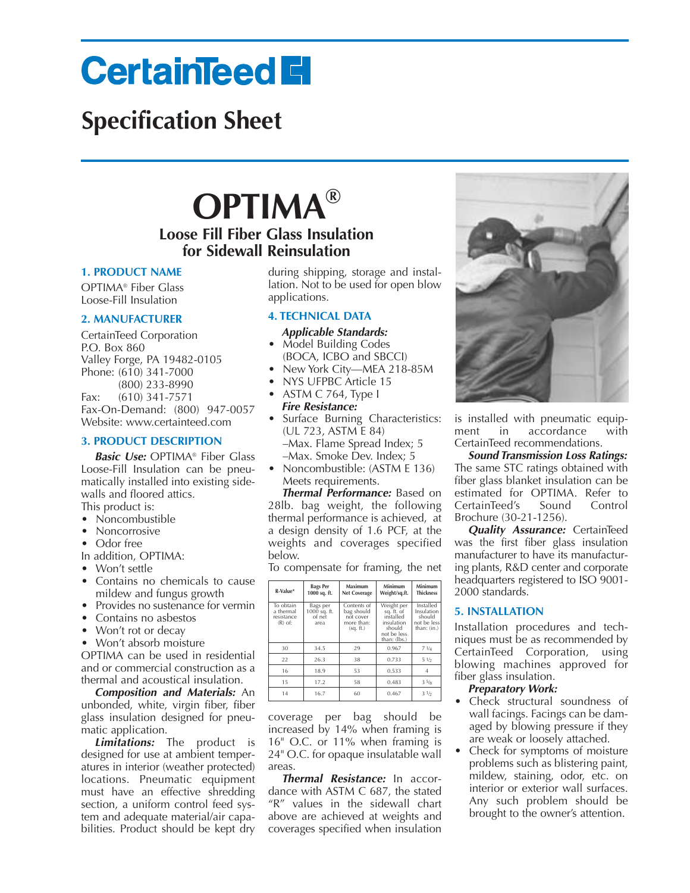# CertainTeed

## Specification Sheet

# OPTIMA®

## Loose Fill Fiber Glass Insulation for Sidewall Reinsulation

### 1. PRODUCT NAME

OPTIMA® Fiber Glass Loose-Fill Insulation

### 2. MANUFACTURER

CertainTeed Corporation
P.O. Box 860
Valley Forge, PA 19482-0105
Phone: (610) 341-7000
(800) 233-8990
Fax: (610) 341-7571
Fax-On-Demand: (800) 947-0057
Website: www.certainteed.com

### 3. PRODUCT DESCRIPTION

***Basic Use:*** OPTIMA® Fiber Glass Loose-Fill Insulation can be pneumatically installed into existing sidewalls and floored attics.

This product is:

- Noncombustible
- Noncorrosive
- Odor free

In addition, OPTIMA:

- Won't settle
- Contains no chemicals to cause mildew and fungus growth
- Provides no sustenance for vermin
- Contains no asbestos
- Won't rot or decay
- Won't absorb moisture

OPTIMA can be used in residential and or commercial construction as a thermal and acoustical insulation.

***Composition and Materials:*** An unbonded, white, virgin fiber, fiber glass insulation designed for pneumatic application.

***Limitations:*** The product is designed for use at ambient temperatures in interior (weather protected) locations. Pneumatic equipment must have an effective shredding section, a uniform control feed system and adequate material/air capabilities. Product should be kept dry during shipping, storage and installation. Not to be used for open blow applications.

### 4. TECHNICAL DATA

***Applicable Standards:***

- Model Building Codes (BOCA, ICBO and SBCCI)
- New York City—MEA 218-85M
- NYS UFPBC Article 15
- ASTM C 764, Type I

***Fire Resistance:***

- Surface Burning Characteristics: (UL 723, ASTM E 84)
  –Max. Flame Spread Index; 5
  –Max. Smoke Dev. Index; 5
- Noncombustible: (ASTM E 136) Meets requirements.

***Thermal Performance:*** Based on 28lb. bag weight, the following thermal performance is achieved, at a design density of 1.6 PCF, at the weights and coverages specified below.

To compensate for framing, the net coverage per bag should be increased by 14% when framing is 16" O.C. or 11% when framing is 24" O.C. for opaque insulatable wall areas.

| R-Value* | Bags Per 1000 sq. ft. | Maximum Net Coverage | Minimum Weight/sq.ft. | Minimum Thickness |
|---|---|---|---|---|
| To obtain a thermal resistance (R) of: | Bags per 1000 sq. ft. of net area | Contents of bag should not cover more than: (sq. ft.) | Weight per sq. ft. of installed insulation should not be less than: (lbs.) | Installed Insulation should not be less than: (in.) |
| 30 | 34.5 | 29 | 0.967 | 7 1/4 |
| 22 | 26.3 | 38 | 0.733 | 5 1/2 |
| 16 | 18.9 | 53 | 0.533 | 4 |
| 15 | 17.2 | 58 | 0.483 | 3 5/8 |
| 14 | 16.7 | 60 | 0.467 | 3 1/2 |

***Thermal Resistance:*** In accordance with ASTM C 687, the stated "R" values in the sidewall chart above are achieved at weights and coverages specified when insulation is installed with pneumatic equipment in accordance with CertainTeed recommendations.

***Sound Transmission Loss Ratings:*** The same STC ratings obtained with fiber glass blanket insulation can be estimated for OPTIMA. Refer to CertainTeed's Sound Control Brochure (30-21-1256).

***Quality Assurance:*** CertainTeed was the first fiber glass insulation manufacturer to have its manufacturing plants, R&D center and corporate headquarters registered to ISO 9001-2000 standards.

### 5. INSTALLATION

Installation procedures and techniques must be as recommended by CertainTeed Corporation, using blowing machines approved for fiber glass insulation.

***Preparatory Work:***

- Check structural soundness of wall facings. Facings can be damaged by blowing pressure if they are weak or loosely attached.
- Check for symptoms of moisture problems such as blistering paint, mildew, staining, odor, etc. on interior or exterior wall surfaces. Any such problem should be brought to the owner's attention.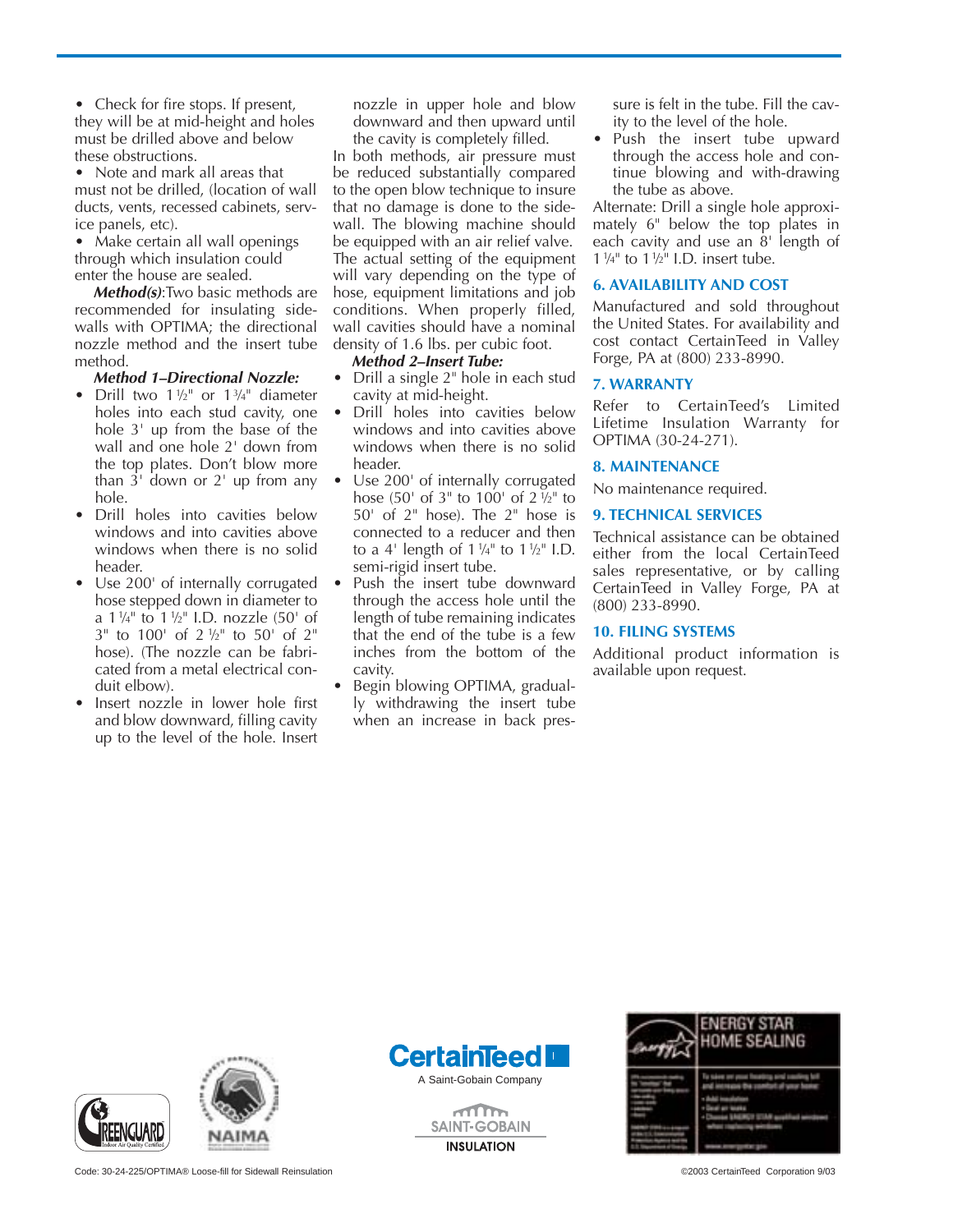- Check for fire stops. If present, they will be at mid-height and holes must be drilled above and below these obstructions.
- Note and mark all areas that must not be drilled, (location of wall ducts, vents, recessed cabinets, service panels, etc).
- Make certain all wall openings through which insulation could enter the house are sealed.

***Method(s)***:Two basic methods are recommended for insulating sidewalls with OPTIMA; the directional nozzle method and the insert tube method.

***Method 1–Directional Nozzle:***

- Drill two 1 ½" or 1 ¾" diameter holes into each stud cavity, one hole 3' up from the base of the wall and one hole 2' down from the top plates. Don't blow more than 3' down or 2' up from any hole.
- Drill holes into cavities below windows and into cavities above windows when there is no solid header.
- Use 200' of internally corrugated hose stepped down in diameter to a 1 ¼" to 1 ½" I.D. nozzle (50' of 3" to 100' of 2 ½" to 50' of 2" hose). (The nozzle can be fabricated from a metal electrical conduit elbow).
- Insert nozzle in lower hole first and blow downward, filling cavity up to the level of the hole. Insert nozzle in upper hole and blow downward and then upward until the cavity is completely filled.

In both methods, air pressure must be reduced substantially compared to the open blow technique to insure that no damage is done to the sidewall. The blowing machine should be equipped with an air relief valve. The actual setting of the equipment will vary depending on the type of hose, equipment limitations and job conditions. When properly filled, wall cavities should have a nominal density of 1.6 lbs. per cubic foot.

***Method 2–Insert Tube:***

- Drill a single 2" hole in each stud cavity at mid-height.
- Drill holes into cavities below windows and into cavities above windows when there is no solid header.
- Use 200' of internally corrugated hose (50' of 3" to 100' of 2 ½" to 50' of 2" hose). The 2" hose is connected to a reducer and then to a 4' length of 1 ¼" to 1 ½" I.D. semi-rigid insert tube.
- Push the insert tube downward through the access hole until the length of tube remaining indicates that the end of the tube is a few inches from the bottom of the cavity.
- Begin blowing OPTIMA, gradually withdrawing the insert tube when an increase in back pressure is felt in the tube. Fill the cavity to the level of the hole.
- Push the insert tube upward through the access hole and continue blowing and with-drawing the tube as above.

Alternate: Drill a single hole approximately 6" below the top plates in each cavity and use an 8' length of 1 ¼" to 1 ½" I.D. insert tube.

## 6. AVAILABILITY AND COST

Manufactured and sold throughout the United States. For availability and cost contact CertainTeed in Valley Forge, PA at (800) 233-8990.

## 7. WARRANTY

Refer to CertainTeed's Limited Lifetime Insulation Warranty for OPTIMA (30-24-271).

## 8. MAINTENANCE

No maintenance required.

## 9. TECHNICAL SERVICES

Technical assistance can be obtained either from the local CertainTeed sales representative, or by calling CertainTeed in Valley Forge, PA at (800) 233-8990.

## 10. FILING SYSTEMS

Additional product information is available upon request.

GREENGUARD Indoor Air Quality Certified

NAIMA

CertainTeed
A Saint-Gobain Company

SAINT-GOBAIN
INSULATION

ENERGY STAR HOME SEALING

Code: 30-24-225/OPTIMA® Loose-fill for Sidewall Reinsulation

©2003 CertainTeed Corporation 9/03